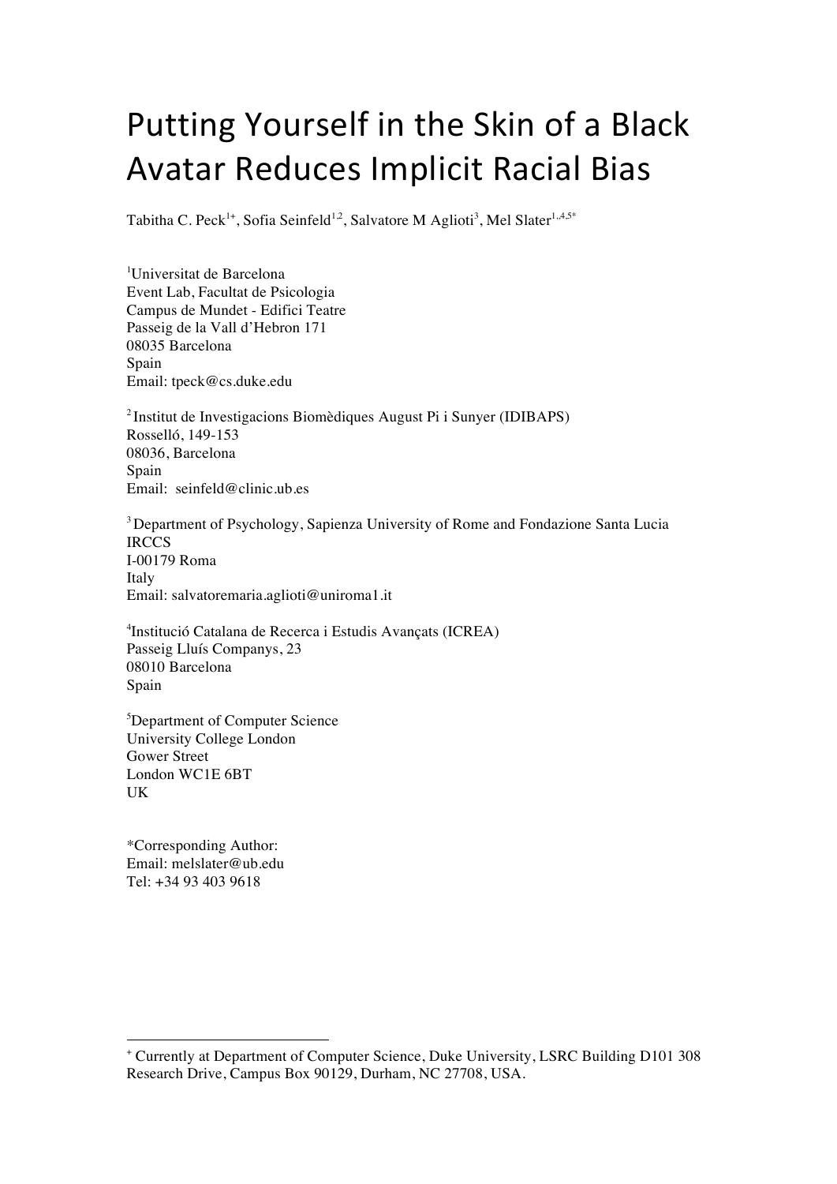# Putting Yourself in the Skin of a Black Avatar Reduces Implicit Racial Bias

Tabitha C. Peck[1+], Sofia Seinfeld[1,2], Salvatore M Aglioti[3], Mel Slater[1,4,5*]

[1]Universitat de Barcelona
Event Lab, Facultat de Psicologia
Campus de Mundet - Edifici Teatre
Passeig de la Vall d'Hebron 171
08035 Barcelona
Spain
Email: tpeck@cs.duke.edu

[2]Institut de Investigacions Biomèdiques August Pi i Sunyer (IDIBAPS)
Rosselló, 149-153
08036, Barcelona
Spain
Email: seinfeld@clinic.ub.es

[3]Department of Psychology, Sapienza University of Rome and Fondazione Santa Lucia IRCCS
I-00179 Roma
Italy
Email: salvatoremaria.aglioti@uniroma1.it

[4]Institució Catalana de Recerca i Estudis Avançats (ICREA)
Passeig Lluís Companys, 23
08010 Barcelona
Spain

[5]Department of Computer Science
University College London
Gower Street
London WC1E 6BT
UK

*Corresponding Author:
Email: melslater@ub.edu
Tel: +34 93 403 9618

---

[+] Currently at Department of Computer Science, Duke University, LSRC Building D101 308 Research Drive, Campus Box 90129, Durham, NC 27708, USA.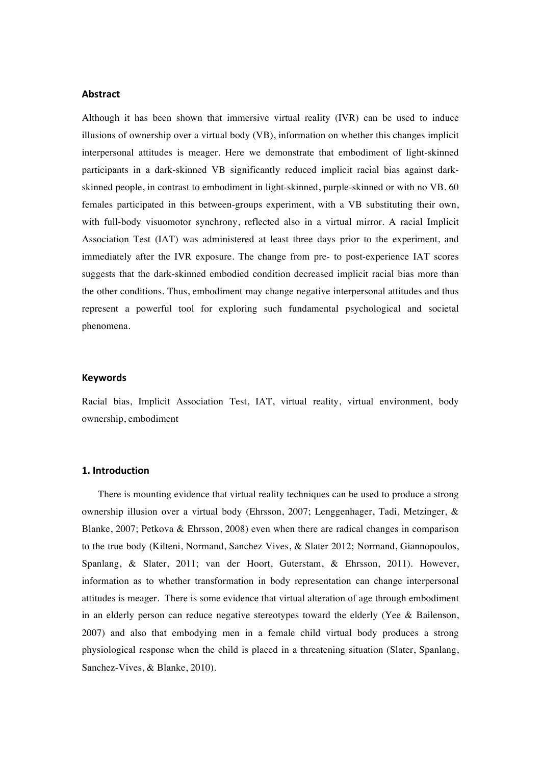## Abstract

Although it has been shown that immersive virtual reality (IVR) can be used to induce illusions of ownership over a virtual body (VB), information on whether this changes implicit interpersonal attitudes is meager. Here we demonstrate that embodiment of light-skinned participants in a dark-skinned VB significantly reduced implicit racial bias against dark-skinned people, in contrast to embodiment in light-skinned, purple-skinned or with no VB. 60 females participated in this between-groups experiment, with a VB substituting their own, with full-body visuomotor synchrony, reflected also in a virtual mirror. A racial Implicit Association Test (IAT) was administered at least three days prior to the experiment, and immediately after the IVR exposure. The change from pre- to post-experience IAT scores suggests that the dark-skinned embodied condition decreased implicit racial bias more than the other conditions. Thus, embodiment may change negative interpersonal attitudes and thus represent a powerful tool for exploring such fundamental psychological and societal phenomena.

## Keywords

Racial bias, Implicit Association Test, IAT, virtual reality, virtual environment, body ownership, embodiment

## 1. Introduction

There is mounting evidence that virtual reality techniques can be used to produce a strong ownership illusion over a virtual body (Ehrsson, 2007; Lenggenhager, Tadi, Metzinger, & Blanke, 2007; Petkova & Ehrsson, 2008) even when there are radical changes in comparison to the true body (Kilteni, Normand, Sanchez Vives, & Slater 2012; Normand, Giannopoulos, Spanlang, & Slater, 2011; van der Hoort, Guterstam, & Ehrsson, 2011). However, information as to whether transformation in body representation can change interpersonal attitudes is meager. There is some evidence that virtual alteration of age through embodiment in an elderly person can reduce negative stereotypes toward the elderly (Yee & Bailenson, 2007) and also that embodying men in a female child virtual body produces a strong physiological response when the child is placed in a threatening situation (Slater, Spanlang, Sanchez-Vives, & Blanke, 2010).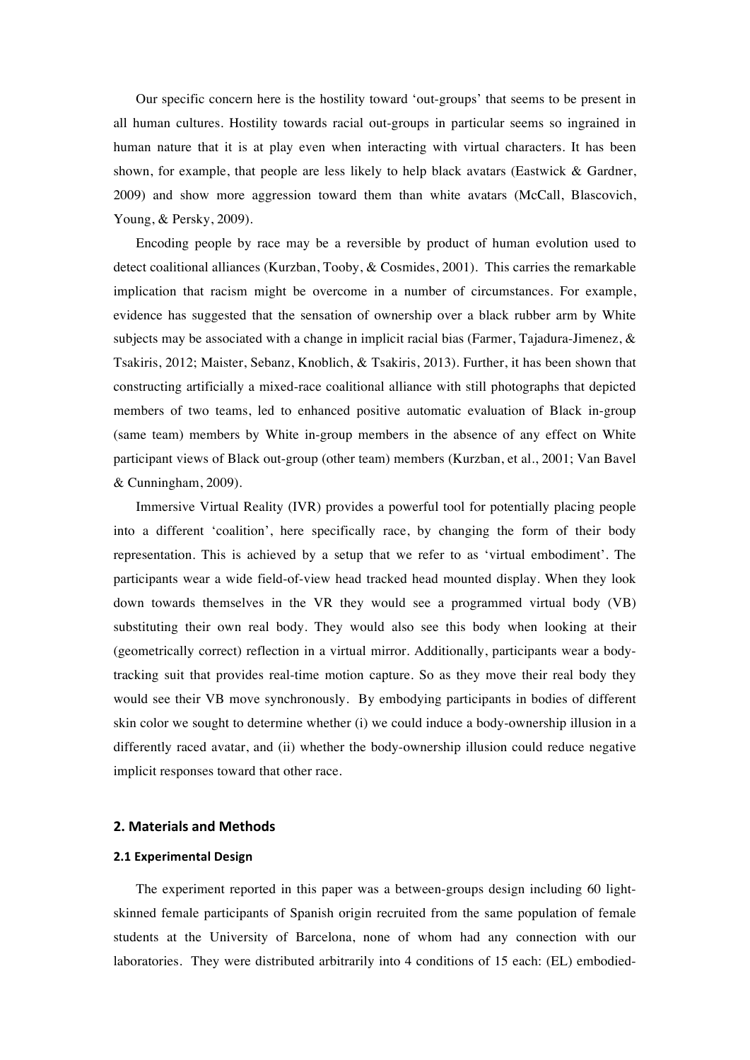Our specific concern here is the hostility toward 'out-groups' that seems to be present in all human cultures. Hostility towards racial out-groups in particular seems so ingrained in human nature that it is at play even when interacting with virtual characters. It has been shown, for example, that people are less likely to help black avatars (Eastwick & Gardner, 2009) and show more aggression toward them than white avatars (McCall, Blascovich, Young, & Persky, 2009).

Encoding people by race may be a reversible by product of human evolution used to detect coalitional alliances (Kurzban, Tooby, & Cosmides, 2001). This carries the remarkable implication that racism might be overcome in a number of circumstances. For example, evidence has suggested that the sensation of ownership over a black rubber arm by White subjects may be associated with a change in implicit racial bias (Farmer, Tajadura-Jimenez, & Tsakiris, 2012; Maister, Sebanz, Knoblich, & Tsakiris, 2013). Further, it has been shown that constructing artificially a mixed-race coalitional alliance with still photographs that depicted members of two teams, led to enhanced positive automatic evaluation of Black in-group (same team) members by White in-group members in the absence of any effect on White participant views of Black out-group (other team) members (Kurzban, et al., 2001; Van Bavel & Cunningham, 2009).

Immersive Virtual Reality (IVR) provides a powerful tool for potentially placing people into a different 'coalition', here specifically race, by changing the form of their body representation. This is achieved by a setup that we refer to as 'virtual embodiment'. The participants wear a wide field-of-view head tracked head mounted display. When they look down towards themselves in the VR they would see a programmed virtual body (VB) substituting their own real body. They would also see this body when looking at their (geometrically correct) reflection in a virtual mirror. Additionally, participants wear a body-tracking suit that provides real-time motion capture. So as they move their real body they would see their VB move synchronously. By embodying participants in bodies of different skin color we sought to determine whether (i) we could induce a body-ownership illusion in a differently raced avatar, and (ii) whether the body-ownership illusion could reduce negative implicit responses toward that other race.

## 2. Materials and Methods

### 2.1 Experimental Design

The experiment reported in this paper was a between-groups design including 60 light-skinned female participants of Spanish origin recruited from the same population of female students at the University of Barcelona, none of whom had any connection with our laboratories. They were distributed arbitrarily into 4 conditions of 15 each: (EL) embodied-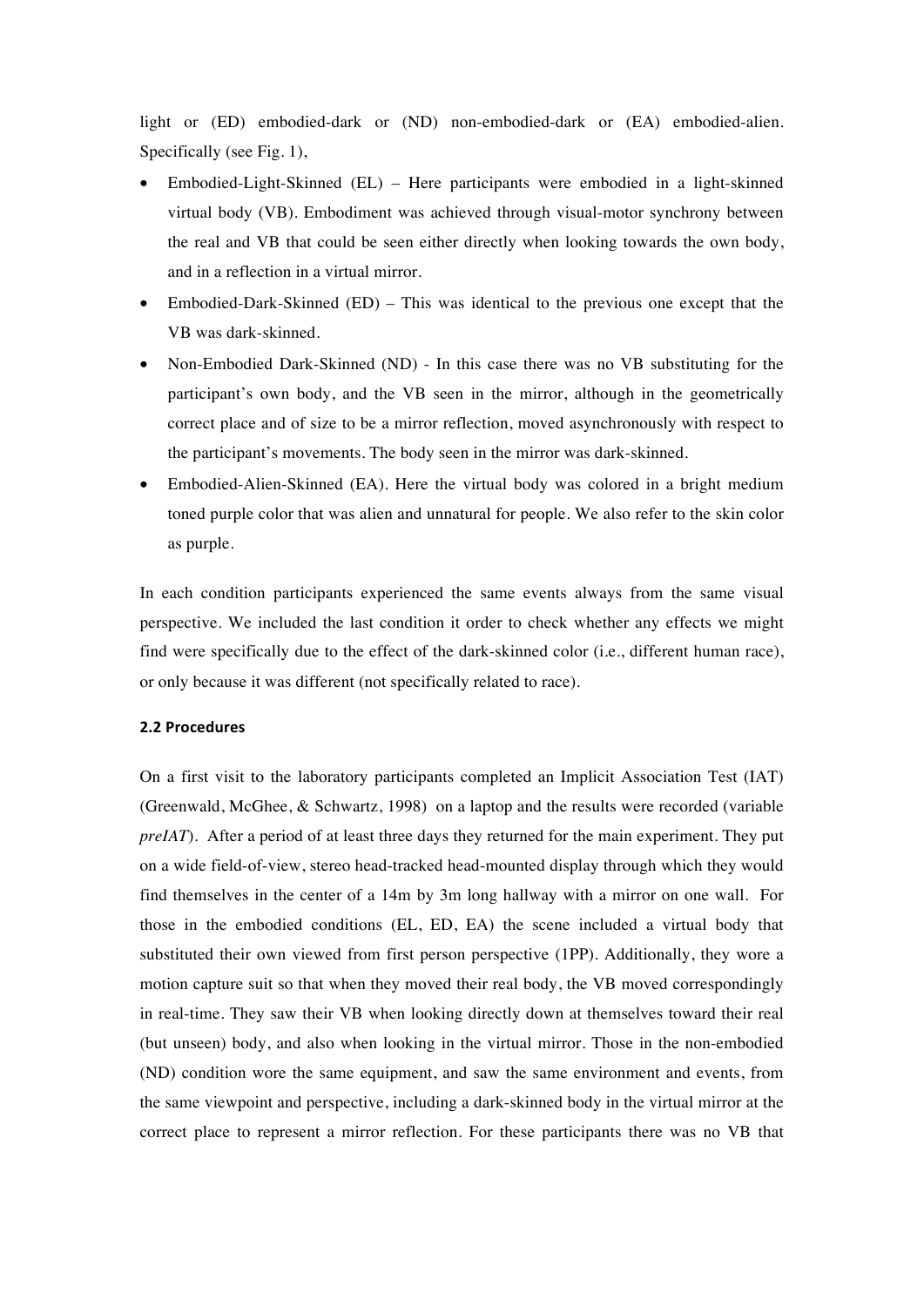light or (ED) embodied-dark or (ND) non-embodied-dark or (EA) embodied-alien. Specifically (see Fig. 1),

- Embodied-Light-Skinned (EL) – Here participants were embodied in a light-skinned virtual body (VB). Embodiment was achieved through visual-motor synchrony between the real and VB that could be seen either directly when looking towards the own body, and in a reflection in a virtual mirror.
- Embodied-Dark-Skinned (ED) – This was identical to the previous one except that the VB was dark-skinned.
- Non-Embodied Dark-Skinned (ND) - In this case there was no VB substituting for the participant's own body, and the VB seen in the mirror, although in the geometrically correct place and of size to be a mirror reflection, moved asynchronously with respect to the participant's movements. The body seen in the mirror was dark-skinned.
- Embodied-Alien-Skinned (EA). Here the virtual body was colored in a bright medium toned purple color that was alien and unnatural for people. We also refer to the skin color as purple.

In each condition participants experienced the same events always from the same visual perspective. We included the last condition it order to check whether any effects we might find were specifically due to the effect of the dark-skinned color (i.e., different human race), or only because it was different (not specifically related to race).

### 2.2 Procedures

On a first visit to the laboratory participants completed an Implicit Association Test (IAT) (Greenwald, McGhee, & Schwartz, 1998) on a laptop and the results were recorded (variable *preIAT*). After a period of at least three days they returned for the main experiment. They put on a wide field-of-view, stereo head-tracked head-mounted display through which they would find themselves in the center of a 14m by 3m long hallway with a mirror on one wall. For those in the embodied conditions (EL, ED, EA) the scene included a virtual body that substituted their own viewed from first person perspective (1PP). Additionally, they wore a motion capture suit so that when they moved their real body, the VB moved correspondingly in real-time. They saw their VB when looking directly down at themselves toward their real (but unseen) body, and also when looking in the virtual mirror. Those in the non-embodied (ND) condition wore the same equipment, and saw the same environment and events, from the same viewpoint and perspective, including a dark-skinned body in the virtual mirror at the correct place to represent a mirror reflection. For these participants there was no VB that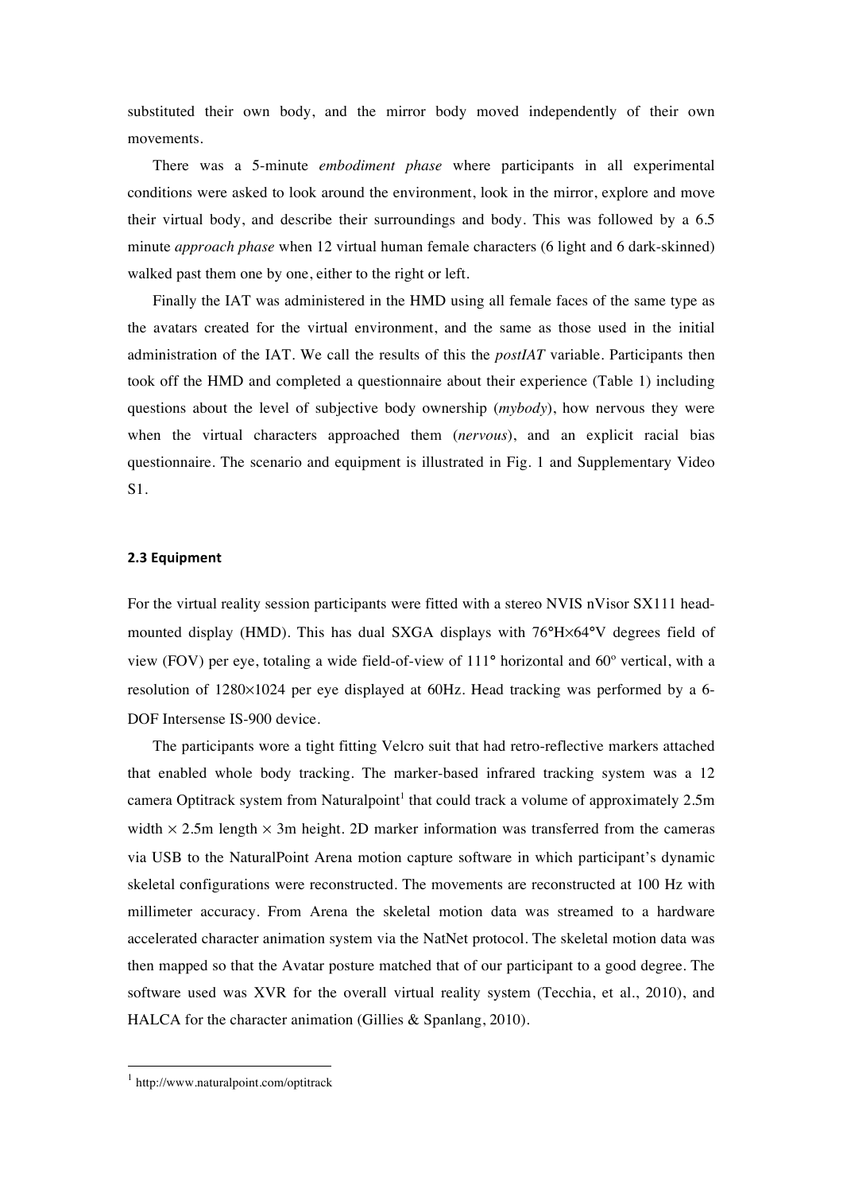substituted their own body, and the mirror body moved independently of their own movements.

There was a 5-minute *embodiment phase* where participants in all experimental conditions were asked to look around the environment, look in the mirror, explore and move their virtual body, and describe their surroundings and body. This was followed by a 6.5 minute *approach phase* when 12 virtual human female characters (6 light and 6 dark-skinned) walked past them one by one, either to the right or left.

Finally the IAT was administered in the HMD using all female faces of the same type as the avatars created for the virtual environment, and the same as those used in the initial administration of the IAT. We call the results of this the *postIAT* variable. Participants then took off the HMD and completed a questionnaire about their experience (Table 1) including questions about the level of subjective body ownership (*mybody*), how nervous they were when the virtual characters approached them (*nervous*), and an explicit racial bias questionnaire. The scenario and equipment is illustrated in Fig. 1 and Supplementary Video S1.

### 2.3 Equipment

For the virtual reality session participants were fitted with a stereo NVIS nVisor SX111 head-mounted display (HMD). This has dual SXGA displays with 76°H×64°V degrees field of view (FOV) per eye, totaling a wide field-of-view of 111° horizontal and 60° vertical, with a resolution of 1280×1024 per eye displayed at 60Hz. Head tracking was performed by a 6-DOF Intersense IS-900 device.

The participants wore a tight fitting Velcro suit that had retro-reflective markers attached that enabled whole body tracking. The marker-based infrared tracking system was a 12 camera Optitrack system from Naturalpoint[1] that could track a volume of approximately 2.5m width × 2.5m length × 3m height. 2D marker information was transferred from the cameras via USB to the NaturalPoint Arena motion capture software in which participant's dynamic skeletal configurations were reconstructed. The movements are reconstructed at 100 Hz with millimeter accuracy. From Arena the skeletal motion data was streamed to a hardware accelerated character animation system via the NatNet protocol. The skeletal motion data was then mapped so that the Avatar posture matched that of our participant to a good degree. The software used was XVR for the overall virtual reality system (Tecchia, et al., 2010), and HALCA for the character animation (Gillies & Spanlang, 2010).

[1] http://www.naturalpoint.com/optitrack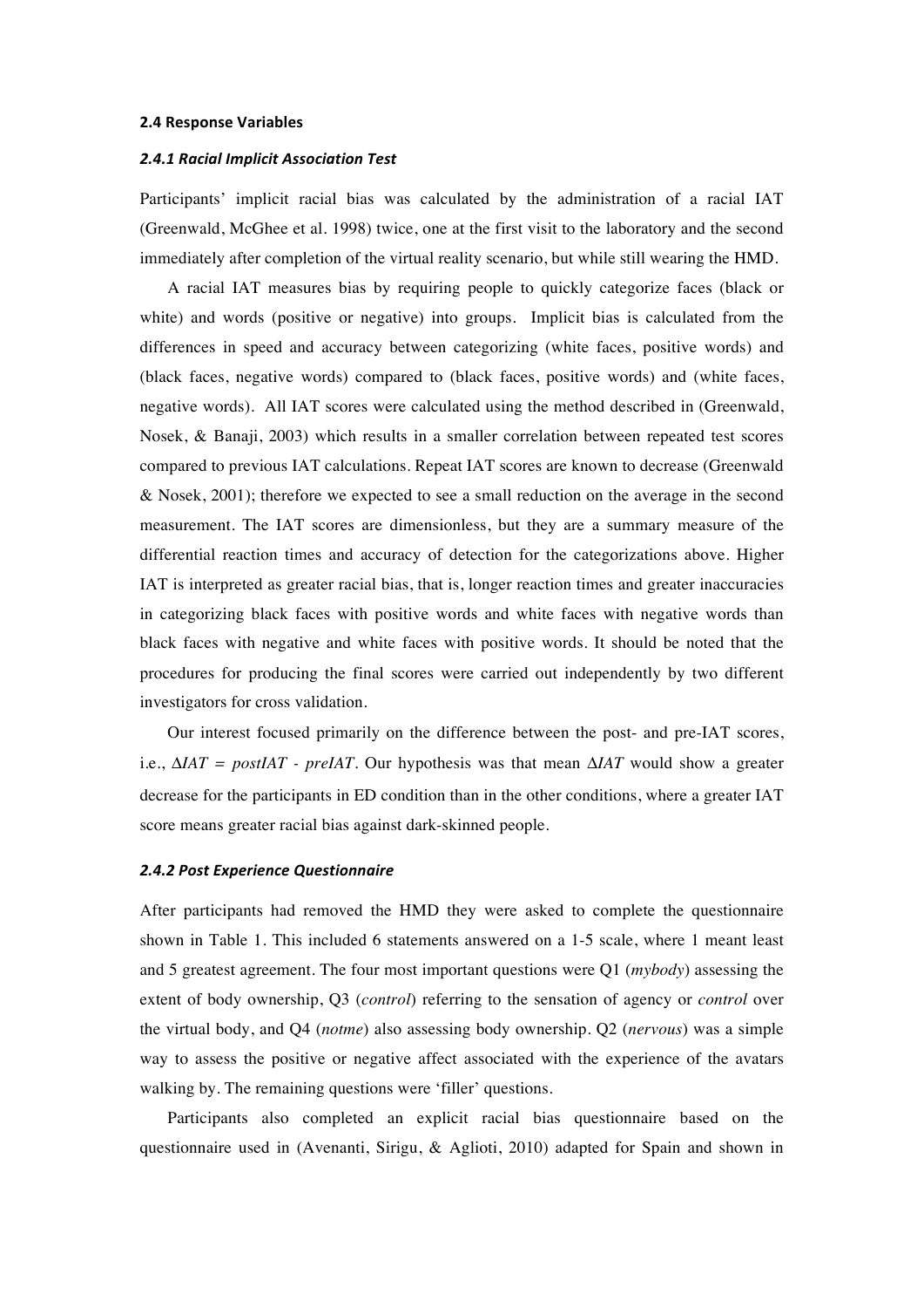### 2.4 Response Variables

#### *2.4.1 Racial Implicit Association Test*

Participants' implicit racial bias was calculated by the administration of a racial IAT (Greenwald, McGhee et al. 1998) twice, one at the first visit to the laboratory and the second immediately after completion of the virtual reality scenario, but while still wearing the HMD.

A racial IAT measures bias by requiring people to quickly categorize faces (black or white) and words (positive or negative) into groups. Implicit bias is calculated from the differences in speed and accuracy between categorizing (white faces, positive words) and (black faces, negative words) compared to (black faces, positive words) and (white faces, negative words). All IAT scores were calculated using the method described in (Greenwald, Nosek, & Banaji, 2003) which results in a smaller correlation between repeated test scores compared to previous IAT calculations. Repeat IAT scores are known to decrease (Greenwald & Nosek, 2001); therefore we expected to see a small reduction on the average in the second measurement. The IAT scores are dimensionless, but they are a summary measure of the differential reaction times and accuracy of detection for the categorizations above. Higher IAT is interpreted as greater racial bias, that is, longer reaction times and greater inaccuracies in categorizing black faces with positive words and white faces with negative words than black faces with negative and white faces with positive words. It should be noted that the procedures for producing the final scores were carried out independently by two different investigators for cross validation.

Our interest focused primarily on the difference between the post- and pre-IAT scores, i.e., $\Delta IAT = postIAT - preIAT$. Our hypothesis was that mean $\Delta IAT$ would show a greater decrease for the participants in ED condition than in the other conditions, where a greater IAT score means greater racial bias against dark-skinned people.

#### *2.4.2 Post Experience Questionnaire*

After participants had removed the HMD they were asked to complete the questionnaire shown in Table 1. This included 6 statements answered on a 1-5 scale, where 1 meant least and 5 greatest agreement. The four most important questions were Q1 (*mybody*) assessing the extent of body ownership, Q3 (*control*) referring to the sensation of agency or *control* over the virtual body, and Q4 (*notme*) also assessing body ownership. Q2 (*nervous*) was a simple way to assess the positive or negative affect associated with the experience of the avatars walking by. The remaining questions were 'filler' questions.

Participants also completed an explicit racial bias questionnaire based on the questionnaire used in (Avenanti, Sirigu, & Aglioti, 2010) adapted for Spain and shown in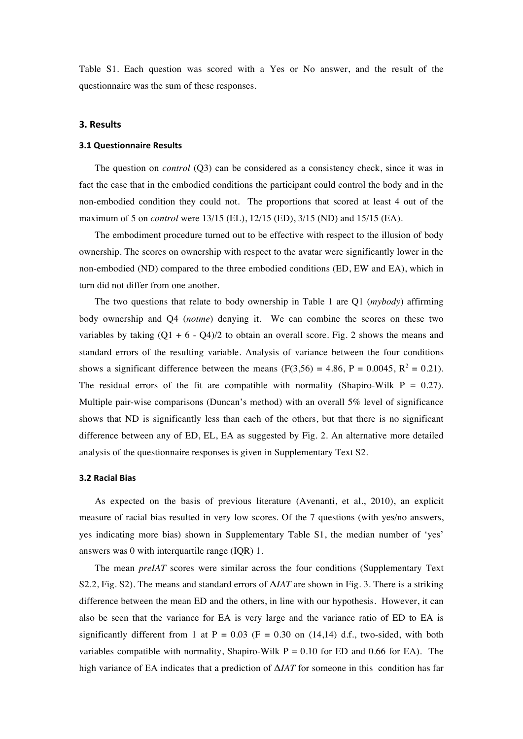Table S1. Each question was scored with a Yes or No answer, and the result of the questionnaire was the sum of these responses.

## 3. Results

### 3.1 Questionnaire Results

The question on *control* (Q3) can be considered as a consistency check, since it was in fact the case that in the embodied conditions the participant could control the body and in the non-embodied condition they could not. The proportions that scored at least 4 out of the maximum of 5 on *control* were 13/15 (EL), 12/15 (ED), 3/15 (ND) and 15/15 (EA).

The embodiment procedure turned out to be effective with respect to the illusion of body ownership. The scores on ownership with respect to the avatar were significantly lower in the non-embodied (ND) compared to the three embodied conditions (ED, EW and EA), which in turn did not differ from one another.

The two questions that relate to body ownership in Table 1 are Q1 (*mybody*) affirming body ownership and Q4 (*notme*) denying it. We can combine the scores on these two variables by taking (Q1 + 6 - Q4)/2 to obtain an overall score. Fig. 2 shows the means and standard errors of the resulting variable. Analysis of variance between the four conditions shows a significant difference between the means ($F(3,56) = 4.86$, $P = 0.0045$, $R^2 = 0.21$). The residual errors of the fit are compatible with normality (Shapiro-Wilk $P = 0.27$). Multiple pair-wise comparisons (Duncan's method) with an overall 5% level of significance shows that ND is significantly less than each of the others, but that there is no significant difference between any of ED, EL, EA as suggested by Fig. 2. An alternative more detailed analysis of the questionnaire responses is given in Supplementary Text S2.

### 3.2 Racial Bias

As expected on the basis of previous literature (Avenanti, et al., 2010), an explicit measure of racial bias resulted in very low scores. Of the 7 questions (with yes/no answers, yes indicating more bias) shown in Supplementary Table S1, the median number of 'yes' answers was 0 with interquartile range (IQR) 1.

The mean *preIAT* scores were similar across the four conditions (Supplementary Text S2.2, Fig. S2). The means and standard errors of $\Delta IAT$ are shown in Fig. 3. There is a striking difference between the mean ED and the others, in line with our hypothesis. However, it can also be seen that the variance for EA is very large and the variance ratio of ED to EA is significantly different from 1 at $P = 0.03$ ($F = 0.30$ on (14,14) d.f., two-sided, with both variables compatible with normality, Shapiro-Wilk $P = 0.10$ for ED and 0.66 for EA). The high variance of EA indicates that a prediction of $\Delta IAT$ for someone in this condition has far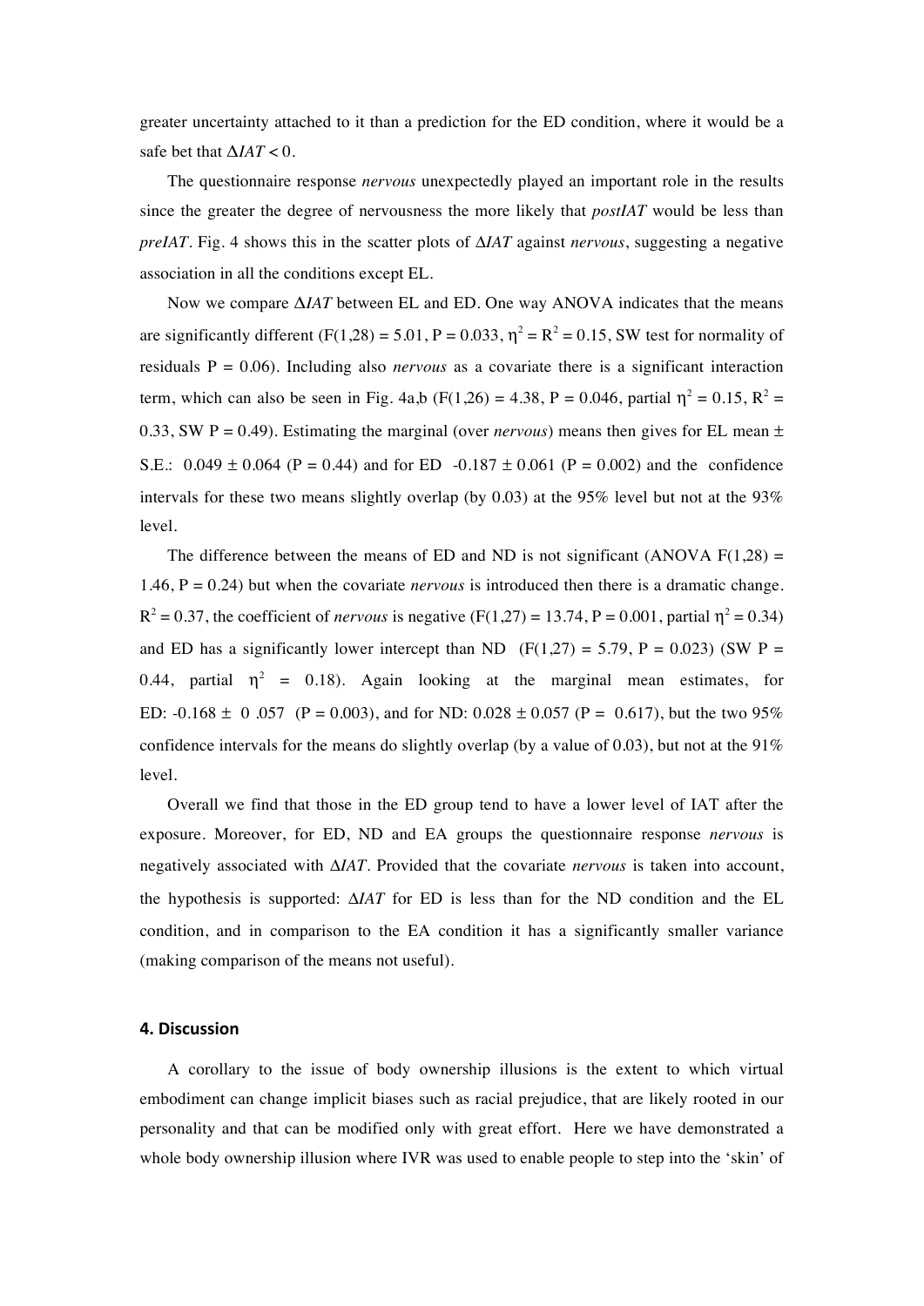greater uncertainty attached to it than a prediction for the ED condition, where it would be a safe bet that $\Delta IAT < 0$.

The questionnaire response *nervous* unexpectedly played an important role in the results since the greater the degree of nervousness the more likely that *postIAT* would be less than *preIAT*. Fig. 4 shows this in the scatter plots of $\Delta IAT$ against *nervous*, suggesting a negative association in all the conditions except EL.

Now we compare $\Delta IAT$ between EL and ED. One way ANOVA indicates that the means are significantly different ($F(1,28) = 5.01$, $P = 0.033$, $\eta^2 = R^2 = 0.15$, SW test for normality of residuals $P = 0.06$). Including also *nervous* as a covariate there is a significant interaction term, which can also be seen in Fig. 4a,b ($F(1,26) = 4.38$, $P = 0.046$, partial $\eta^2 = 0.15$, $R^2 = 0.33$, SW $P = 0.49$). Estimating the marginal (over *nervous*) means then gives for EL mean ± S.E.: $0.049 \pm 0.064$ ($P = 0.44$) and for ED $-0.187 \pm 0.061$ ($P = 0.002$) and the confidence intervals for these two means slightly overlap (by 0.03) at the 95% level but not at the 93% level.

The difference between the means of ED and ND is not significant (ANOVA $F(1,28) = 1.46$, $P = 0.24$) but when the covariate *nervous* is introduced then there is a dramatic change. $R^2 = 0.37$, the coefficient of *nervous* is negative ($F(1,27) = 13.74$, $P = 0.001$, partial $\eta^2 = 0.34$) and ED has a significantly lower intercept than ND ($F(1,27) = 5.79$, $P = 0.023$) (SW $P = 0.44$, partial $\eta^2 = 0.18$). Again looking at the marginal mean estimates, for ED: $-0.168 \pm 0.057$ ($P = 0.003$), and for ND: $0.028 \pm 0.057$ ($P = 0.617$), but the two 95% confidence intervals for the means do slightly overlap (by a value of 0.03), but not at the 91% level.

Overall we find that those in the ED group tend to have a lower level of IAT after the exposure. Moreover, for ED, ND and EA groups the questionnaire response *nervous* is negatively associated with $\Delta IAT$. Provided that the covariate *nervous* is taken into account, the hypothesis is supported: $\Delta IAT$ for ED is less than for the ND condition and the EL condition, and in comparison to the EA condition it has a significantly smaller variance (making comparison of the means not useful).

## 4. Discussion

A corollary to the issue of body ownership illusions is the extent to which virtual embodiment can change implicit biases such as racial prejudice, that are likely rooted in our personality and that can be modified only with great effort. Here we have demonstrated a whole body ownership illusion where IVR was used to enable people to step into the 'skin' of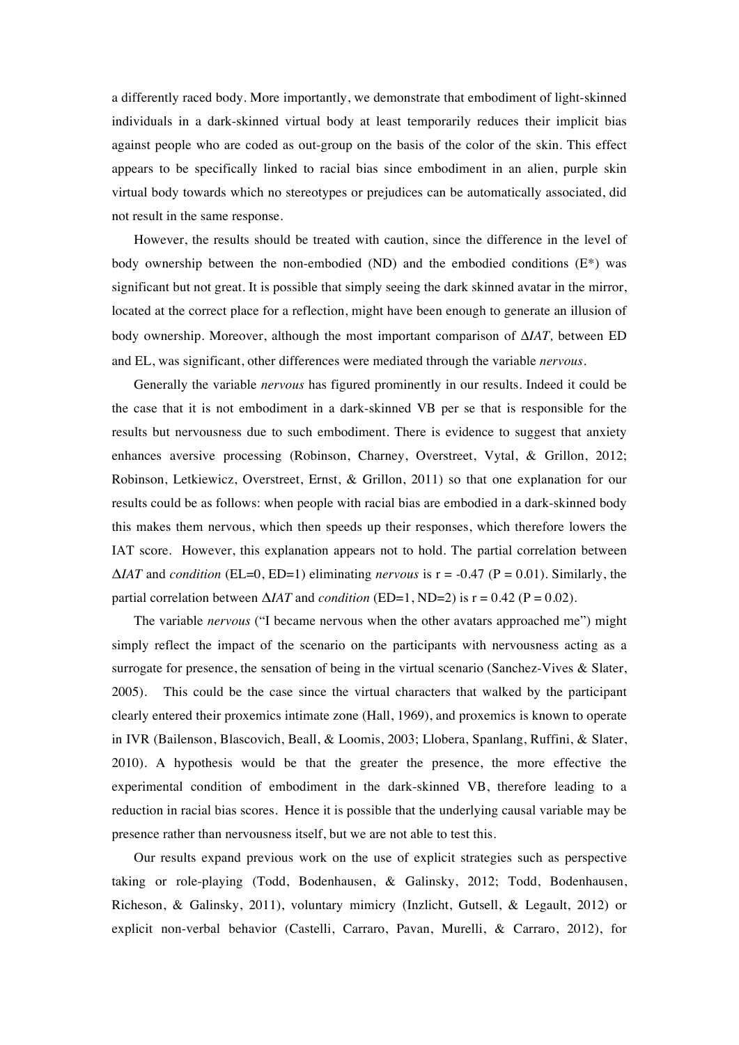a differently raced body. More importantly, we demonstrate that embodiment of light-skinned individuals in a dark-skinned virtual body at least temporarily reduces their implicit bias against people who are coded as out-group on the basis of the color of the skin. This effect appears to be specifically linked to racial bias since embodiment in an alien, purple skin virtual body towards which no stereotypes or prejudices can be automatically associated, did not result in the same response.

However, the results should be treated with caution, since the difference in the level of body ownership between the non-embodied (ND) and the embodied conditions (E*) was significant but not great. It is possible that simply seeing the dark skinned avatar in the mirror, located at the correct place for a reflection, might have been enough to generate an illusion of body ownership. Moreover, although the most important comparison of $\Delta IAT$, between ED and EL, was significant, other differences were mediated through the variable *nervous*.

Generally the variable *nervous* has figured prominently in our results. Indeed it could be the case that it is not embodiment in a dark-skinned VB per se that is responsible for the results but nervousness due to such embodiment. There is evidence to suggest that anxiety enhances aversive processing (Robinson, Charney, Overstreet, Vytal, & Grillon, 2012; Robinson, Letkiewicz, Overstreet, Ernst, & Grillon, 2011) so that one explanation for our results could be as follows: when people with racial bias are embodied in a dark-skinned body this makes them nervous, which then speeds up their responses, which therefore lowers the IAT score. However, this explanation appears not to hold. The partial correlation between $\Delta IAT$ and *condition* (EL=0, ED=1) eliminating *nervous* is r = -0.47 (P = 0.01). Similarly, the partial correlation between $\Delta IAT$ and *condition* (ED=1, ND=2) is r = 0.42 (P = 0.02).

The variable *nervous* ("I became nervous when the other avatars approached me") might simply reflect the impact of the scenario on the participants with nervousness acting as a surrogate for presence, the sensation of being in the virtual scenario (Sanchez-Vives & Slater, 2005). This could be the case since the virtual characters that walked by the participant clearly entered their proxemics intimate zone (Hall, 1969), and proxemics is known to operate in IVR (Bailenson, Blascovich, Beall, & Loomis, 2003; Llobera, Spanlang, Ruffini, & Slater, 2010). A hypothesis would be that the greater the presence, the more effective the experimental condition of embodiment in the dark-skinned VB, therefore leading to a reduction in racial bias scores. Hence it is possible that the underlying causal variable may be presence rather than nervousness itself, but we are not able to test this.

Our results expand previous work on the use of explicit strategies such as perspective taking or role-playing (Todd, Bodenhausen, & Galinsky, 2012; Todd, Bodenhausen, Richeson, & Galinsky, 2011), voluntary mimicry (Inzlicht, Gutsell, & Legault, 2012) or explicit non-verbal behavior (Castelli, Carraro, Pavan, Murelli, & Carraro, 2012), for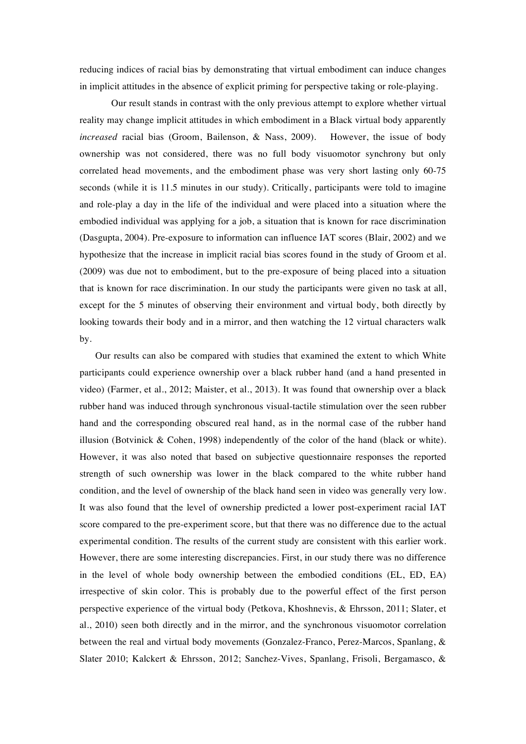reducing indices of racial bias by demonstrating that virtual embodiment can induce changes in implicit attitudes in the absence of explicit priming for perspective taking or role-playing.

Our result stands in contrast with the only previous attempt to explore whether virtual reality may change implicit attitudes in which embodiment in a Black virtual body apparently *increased* racial bias (Groom, Bailenson, & Nass, 2009). However, the issue of body ownership was not considered, there was no full body visuomotor synchrony but only correlated head movements, and the embodiment phase was very short lasting only 60-75 seconds (while it is 11.5 minutes in our study). Critically, participants were told to imagine and role-play a day in the life of the individual and were placed into a situation where the embodied individual was applying for a job, a situation that is known for race discrimination (Dasgupta, 2004). Pre-exposure to information can influence IAT scores (Blair, 2002) and we hypothesize that the increase in implicit racial bias scores found in the study of Groom et al. (2009) was due not to embodiment, but to the pre-exposure of being placed into a situation that is known for race discrimination. In our study the participants were given no task at all, except for the 5 minutes of observing their environment and virtual body, both directly by looking towards their body and in a mirror, and then watching the 12 virtual characters walk by.

Our results can also be compared with studies that examined the extent to which White participants could experience ownership over a black rubber hand (and a hand presented in video) (Farmer, et al., 2012; Maister, et al., 2013). It was found that ownership over a black rubber hand was induced through synchronous visual-tactile stimulation over the seen rubber hand and the corresponding obscured real hand, as in the normal case of the rubber hand illusion (Botvinick & Cohen, 1998) independently of the color of the hand (black or white). However, it was also noted that based on subjective questionnaire responses the reported strength of such ownership was lower in the black compared to the white rubber hand condition, and the level of ownership of the black hand seen in video was generally very low. It was also found that the level of ownership predicted a lower post-experiment racial IAT score compared to the pre-experiment score, but that there was no difference due to the actual experimental condition. The results of the current study are consistent with this earlier work. However, there are some interesting discrepancies. First, in our study there was no difference in the level of whole body ownership between the embodied conditions (EL, ED, EA) irrespective of skin color. This is probably due to the powerful effect of the first person perspective experience of the virtual body (Petkova, Khoshnevis, & Ehrsson, 2011; Slater, et al., 2010) seen both directly and in the mirror, and the synchronous visuomotor correlation between the real and virtual body movements (Gonzalez-Franco, Perez-Marcos, Spanlang, & Slater 2010; Kalckert & Ehrsson, 2012; Sanchez-Vives, Spanlang, Frisoli, Bergamasco, &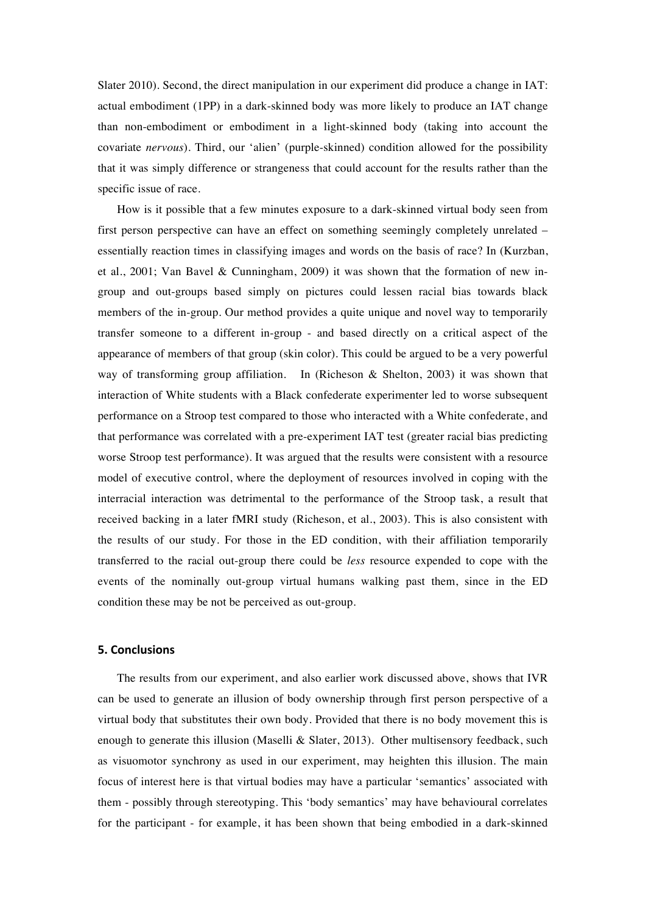Slater 2010). Second, the direct manipulation in our experiment did produce a change in IAT: actual embodiment (1PP) in a dark-skinned body was more likely to produce an IAT change than non-embodiment or embodiment in a light-skinned body (taking into account the covariate *nervous*). Third, our 'alien' (purple-skinned) condition allowed for the possibility that it was simply difference or strangeness that could account for the results rather than the specific issue of race.

How is it possible that a few minutes exposure to a dark-skinned virtual body seen from first person perspective can have an effect on something seemingly completely unrelated – essentially reaction times in classifying images and words on the basis of race? In (Kurzban, et al., 2001; Van Bavel & Cunningham, 2009) it was shown that the formation of new in-group and out-groups based simply on pictures could lessen racial bias towards black members of the in-group. Our method provides a quite unique and novel way to temporarily transfer someone to a different in-group - and based directly on a critical aspect of the appearance of members of that group (skin color). This could be argued to be a very powerful way of transforming group affiliation. In (Richeson & Shelton, 2003) it was shown that interaction of White students with a Black confederate experimenter led to worse subsequent performance on a Stroop test compared to those who interacted with a White confederate, and that performance was correlated with a pre-experiment IAT test (greater racial bias predicting worse Stroop test performance). It was argued that the results were consistent with a resource model of executive control, where the deployment of resources involved in coping with the interracial interaction was detrimental to the performance of the Stroop task, a result that received backing in a later fMRI study (Richeson, et al., 2003). This is also consistent with the results of our study. For those in the ED condition, with their affiliation temporarily transferred to the racial out-group there could be *less* resource expended to cope with the events of the nominally out-group virtual humans walking past them, since in the ED condition these may be not be perceived as out-group.

## 5. Conclusions

The results from our experiment, and also earlier work discussed above, shows that IVR can be used to generate an illusion of body ownership through first person perspective of a virtual body that substitutes their own body. Provided that there is no body movement this is enough to generate this illusion (Maselli & Slater, 2013). Other multisensory feedback, such as visuomotor synchrony as used in our experiment, may heighten this illusion. The main focus of interest here is that virtual bodies may have a particular 'semantics' associated with them - possibly through stereotyping. This 'body semantics' may have behavioural correlates for the participant - for example, it has been shown that being embodied in a dark-skinned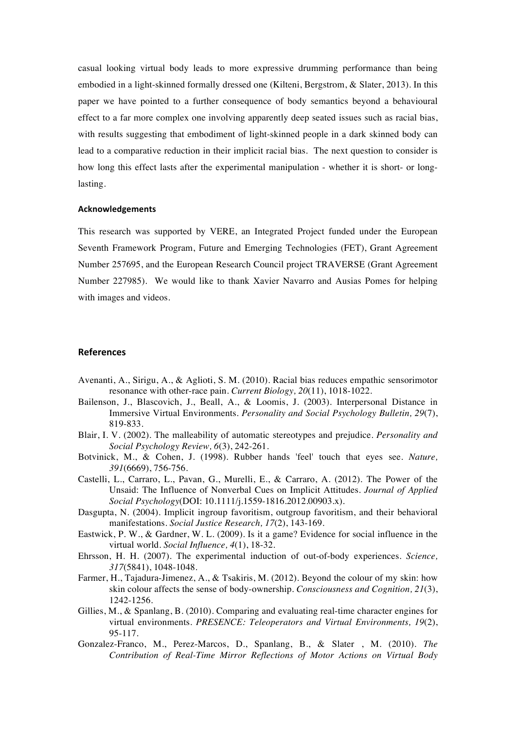casual looking virtual body leads to more expressive drumming performance than being embodied in a light-skinned formally dressed one (Kilteni, Bergstrom, & Slater, 2013). In this paper we have pointed to a further consequence of body semantics beyond a behavioural effect to a far more complex one involving apparently deep seated issues such as racial bias, with results suggesting that embodiment of light-skinned people in a dark skinned body can lead to a comparative reduction in their implicit racial bias. The next question to consider is how long this effect lasts after the experimental manipulation - whether it is short- or long-lasting.

#### Acknowledgements

This research was supported by VERE, an Integrated Project funded under the European Seventh Framework Program, Future and Emerging Technologies (FET), Grant Agreement Number 257695, and the European Research Council project TRAVERSE (Grant Agreement Number 227985). We would like to thank Xavier Navarro and Ausias Pomes for helping with images and videos.

## References

Avenanti, A., Sirigu, A., & Aglioti, S. M. (2010). Racial bias reduces empathic sensorimotor resonance with other-race pain. *Current Biology, 20*(11), 1018-1022.

Bailenson, J., Blascovich, J., Beall, A., & Loomis, J. (2003). Interpersonal Distance in Immersive Virtual Environments. *Personality and Social Psychology Bulletin, 29*(7), 819-833.

Blair, I. V. (2002). The malleability of automatic stereotypes and prejudice. *Personality and Social Psychology Review, 6*(3), 242-261.

Botvinick, M., & Cohen, J. (1998). Rubber hands 'feel' touch that eyes see. *Nature, 391*(6669), 756-756.

Castelli, L., Carraro, L., Pavan, G., Murelli, E., & Carraro, A. (2012). The Power of the Unsaid: The Influence of Nonverbal Cues on Implicit Attitudes. *Journal of Applied Social Psychology*(DOI: 10.1111/j.1559-1816.2012.00903.x).

Dasgupta, N. (2004). Implicit ingroup favoritism, outgroup favoritism, and their behavioral manifestations. *Social Justice Research, 17*(2), 143-169.

Eastwick, P. W., & Gardner, W. L. (2009). Is it a game? Evidence for social influence in the virtual world. *Social Influence, 4*(1), 18-32.

Ehrsson, H. H. (2007). The experimental induction of out-of-body experiences. *Science, 317*(5841), 1048-1048.

Farmer, H., Tajadura-Jimenez, A., & Tsakiris, M. (2012). Beyond the colour of my skin: how skin colour affects the sense of body-ownership. *Consciousness and Cognition, 21*(3), 1242-1256.

Gillies, M., & Spanlang, B. (2010). Comparing and evaluating real-time character engines for virtual environments. *PRESENCE: Teleoperators and Virtual Environments, 19*(2), 95-117.

Gonzalez-Franco, M., Perez-Marcos, D., Spanlang, B., & Slater , M. (2010). *The Contribution of Real-Time Mirror Reflections of Motor Actions on Virtual Body*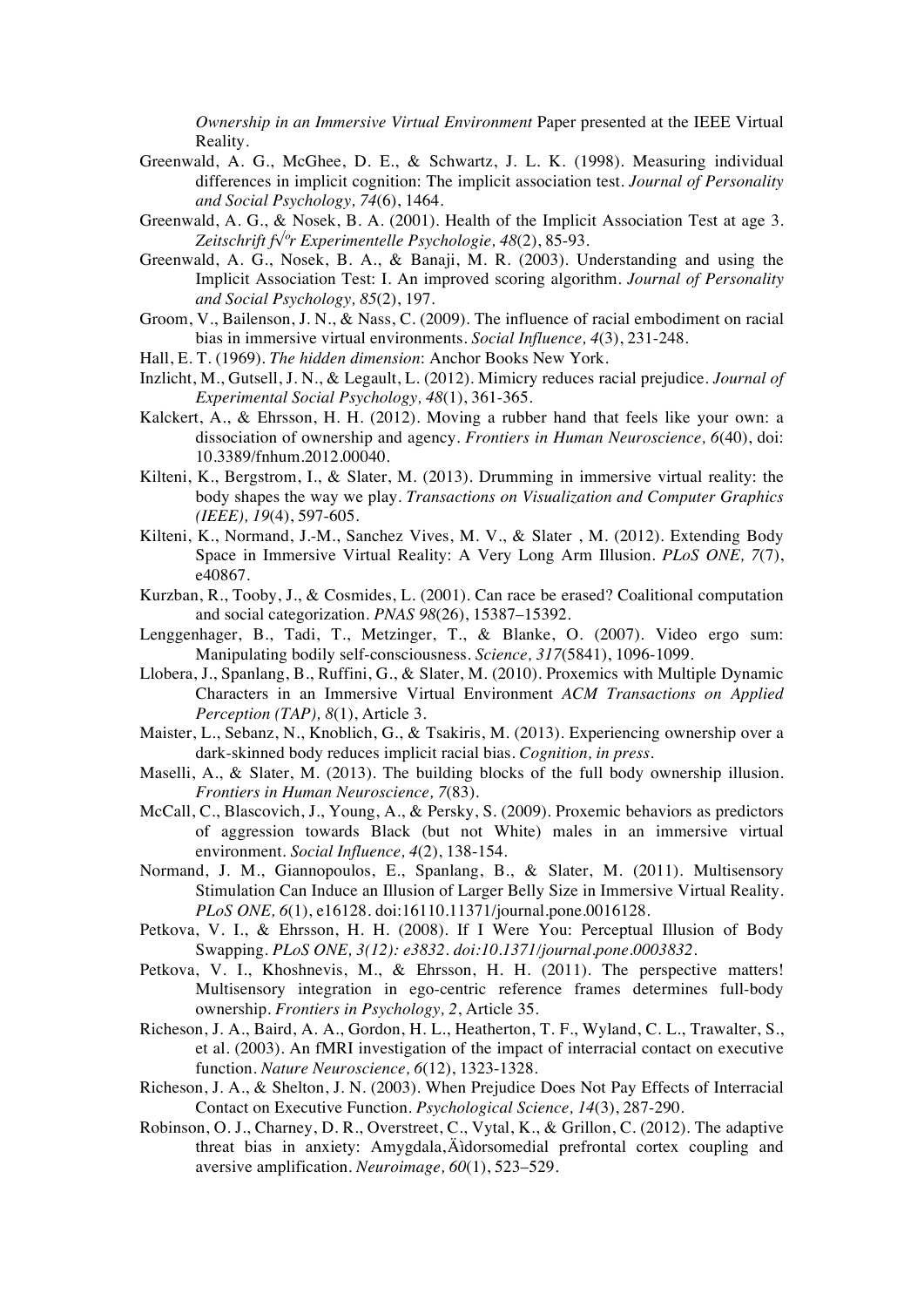*Ownership in an Immersive Virtual Environment* Paper presented at the IEEE Virtual Reality.

Greenwald, A. G., McGhee, D. E., & Schwartz, J. L. K. (1998). Measuring individual differences in implicit cognition: The implicit association test. *Journal of Personality and Social Psychology, 74*(6), 1464.

Greenwald, A. G., & Nosek, B. A. (2001). Health of the Implicit Association Test at age 3. *Zeitschrift f√ºr Experimentelle Psychologie, 48*(2), 85-93.

Greenwald, A. G., Nosek, B. A., & Banaji, M. R. (2003). Understanding and using the Implicit Association Test: I. An improved scoring algorithm. *Journal of Personality and Social Psychology, 85*(2), 197.

Groom, V., Bailenson, J. N., & Nass, C. (2009). The influence of racial embodiment on racial bias in immersive virtual environments. *Social Influence, 4*(3), 231-248.

Hall, E. T. (1969). *The hidden dimension*: Anchor Books New York.

Inzlicht, M., Gutsell, J. N., & Legault, L. (2012). Mimicry reduces racial prejudice. *Journal of Experimental Social Psychology, 48*(1), 361-365.

Kalckert, A., & Ehrsson, H. H. (2012). Moving a rubber hand that feels like your own: a dissociation of ownership and agency. *Frontiers in Human Neuroscience, 6*(40), doi: 10.3389/fnhum.2012.00040.

Kilteni, K., Bergstrom, I., & Slater, M. (2013). Drumming in immersive virtual reality: the body shapes the way we play. *Transactions on Visualization and Computer Graphics (IEEE), 19*(4), 597-605.

Kilteni, K., Normand, J.-M., Sanchez Vives, M. V., & Slater , M. (2012). Extending Body Space in Immersive Virtual Reality: A Very Long Arm Illusion. *PLoS ONE, 7*(7), e40867.

Kurzban, R., Tooby, J., & Cosmides, L. (2001). Can race be erased? Coalitional computation and social categorization. *PNAS 98*(26), 15387–15392.

Lenggenhager, B., Tadi, T., Metzinger, T., & Blanke, O. (2007). Video ergo sum: Manipulating bodily self-consciousness. *Science, 317*(5841), 1096-1099.

Llobera, J., Spanlang, B., Ruffini, G., & Slater, M. (2010). Proxemics with Multiple Dynamic Characters in an Immersive Virtual Environment *ACM Transactions on Applied Perception (TAP), 8*(1), Article 3.

Maister, L., Sebanz, N., Knoblich, G., & Tsakiris, M. (2013). Experiencing ownership over a dark-skinned body reduces implicit racial bias. *Cognition, in press*.

Maselli, A., & Slater, M. (2013). The building blocks of the full body ownership illusion. *Frontiers in Human Neuroscience, 7*(83).

McCall, C., Blascovich, J., Young, A., & Persky, S. (2009). Proxemic behaviors as predictors of aggression towards Black (but not White) males in an immersive virtual environment. *Social Influence, 4*(2), 138-154.

Normand, J. M., Giannopoulos, E., Spanlang, B., & Slater, M. (2011). Multisensory Stimulation Can Induce an Illusion of Larger Belly Size in Immersive Virtual Reality. *PLoS ONE, 6*(1), e16128. doi:16110.11371/journal.pone.0016128.

Petkova, V. I., & Ehrsson, H. H. (2008). If I Were You: Perceptual Illusion of Body Swapping. *PLoS ONE, 3(12): e3832. doi:10.1371/journal.pone.0003832*.

Petkova, V. I., Khoshnevis, M., & Ehrsson, H. H. (2011). The perspective matters! Multisensory integration in ego-centric reference frames determines full-body ownership. *Frontiers in Psychology, 2*, Article 35.

Richeson, J. A., Baird, A. A., Gordon, H. L., Heatherton, T. F., Wyland, C. L., Trawalter, S., et al. (2003). An fMRI investigation of the impact of interracial contact on executive function. *Nature Neuroscience, 6*(12), 1323-1328.

Richeson, J. A., & Shelton, J. N. (2003). When Prejudice Does Not Pay Effects of Interracial Contact on Executive Function. *Psychological Science, 14*(3), 287-290.

Robinson, O. J., Charney, D. R., Overstreet, C., Vytal, K., & Grillon, C. (2012). The adaptive threat bias in anxiety: Amygdala,Äìdorsomedial prefrontal cortex coupling and aversive amplification. *Neuroimage, 60*(1), 523–529.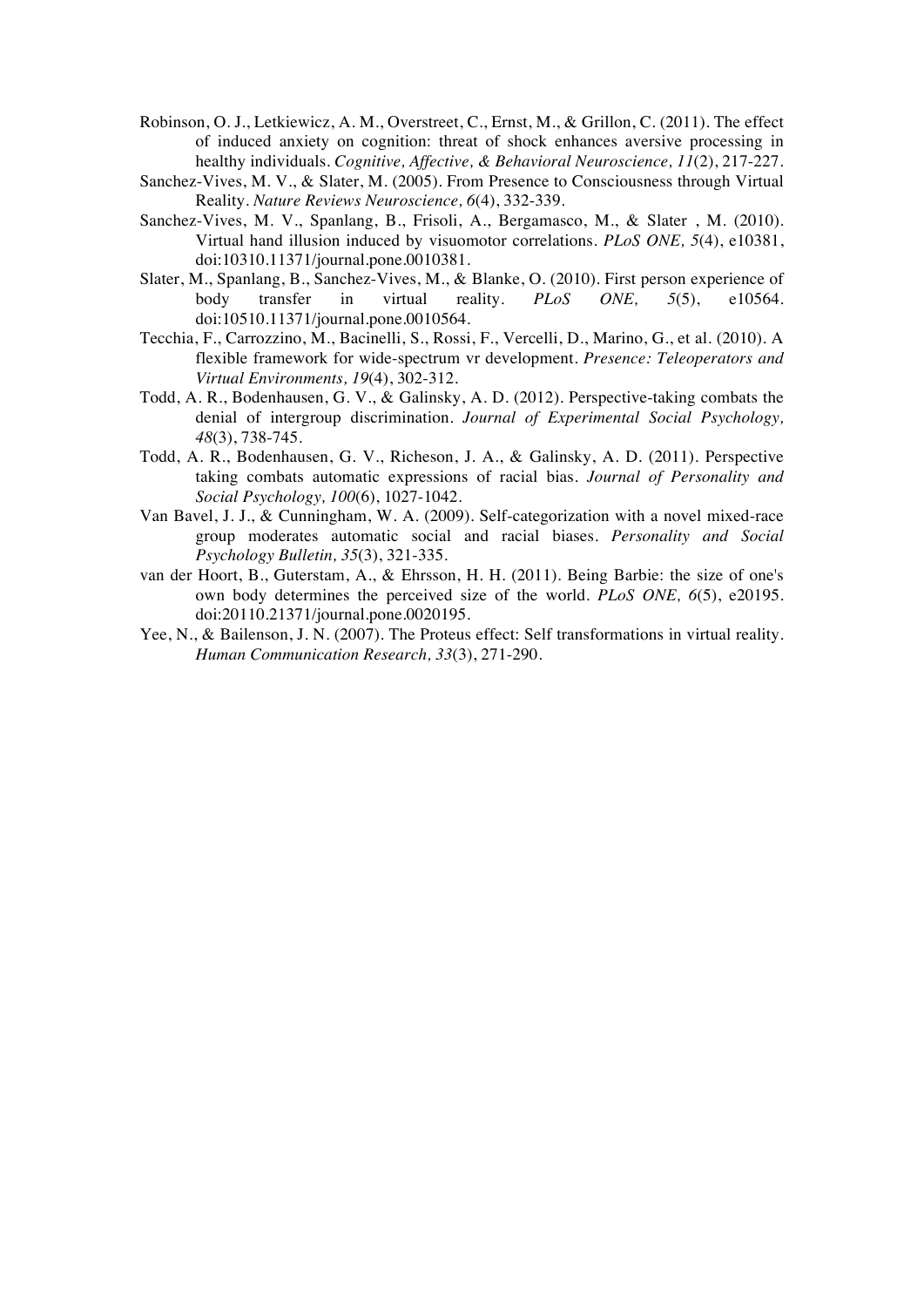Robinson, O. J., Letkiewicz, A. M., Overstreet, C., Ernst, M., & Grillon, C. (2011). The effect of induced anxiety on cognition: threat of shock enhances aversive processing in healthy individuals. *Cognitive, Affective, & Behavioral Neuroscience, 11*(2), 217-227.

Sanchez-Vives, M. V., & Slater, M. (2005). From Presence to Consciousness through Virtual Reality. *Nature Reviews Neuroscience, 6*(4), 332-339.

Sanchez-Vives, M. V., Spanlang, B., Frisoli, A., Bergamasco, M., & Slater , M. (2010). Virtual hand illusion induced by visuomotor correlations. *PLoS ONE, 5*(4), e10381, doi:10310.11371/journal.pone.0010381.

Slater, M., Spanlang, B., Sanchez-Vives, M., & Blanke, O. (2010). First person experience of body transfer in virtual reality. *PLoS ONE, 5*(5), e10564. doi:10510.11371/journal.pone.0010564.

Tecchia, F., Carrozzino, M., Bacinelli, S., Rossi, F., Vercelli, D., Marino, G., et al. (2010). A flexible framework for wide-spectrum vr development. *Presence: Teleoperators and Virtual Environments, 19*(4), 302-312.

Todd, A. R., Bodenhausen, G. V., & Galinsky, A. D. (2012). Perspective-taking combats the denial of intergroup discrimination. *Journal of Experimental Social Psychology, 48*(3), 738-745.

Todd, A. R., Bodenhausen, G. V., Richeson, J. A., & Galinsky, A. D. (2011). Perspective taking combats automatic expressions of racial bias. *Journal of Personality and Social Psychology, 100*(6), 1027-1042.

Van Bavel, J. J., & Cunningham, W. A. (2009). Self-categorization with a novel mixed-race group moderates automatic social and racial biases. *Personality and Social Psychology Bulletin, 35*(3), 321-335.

van der Hoort, B., Guterstam, A., & Ehrsson, H. H. (2011). Being Barbie: the size of one's own body determines the perceived size of the world. *PLoS ONE, 6*(5), e20195. doi:20110.21371/journal.pone.0020195.

Yee, N., & Bailenson, J. N. (2007). The Proteus effect: Self transformations in virtual reality. *Human Communication Research, 33*(3), 271-290.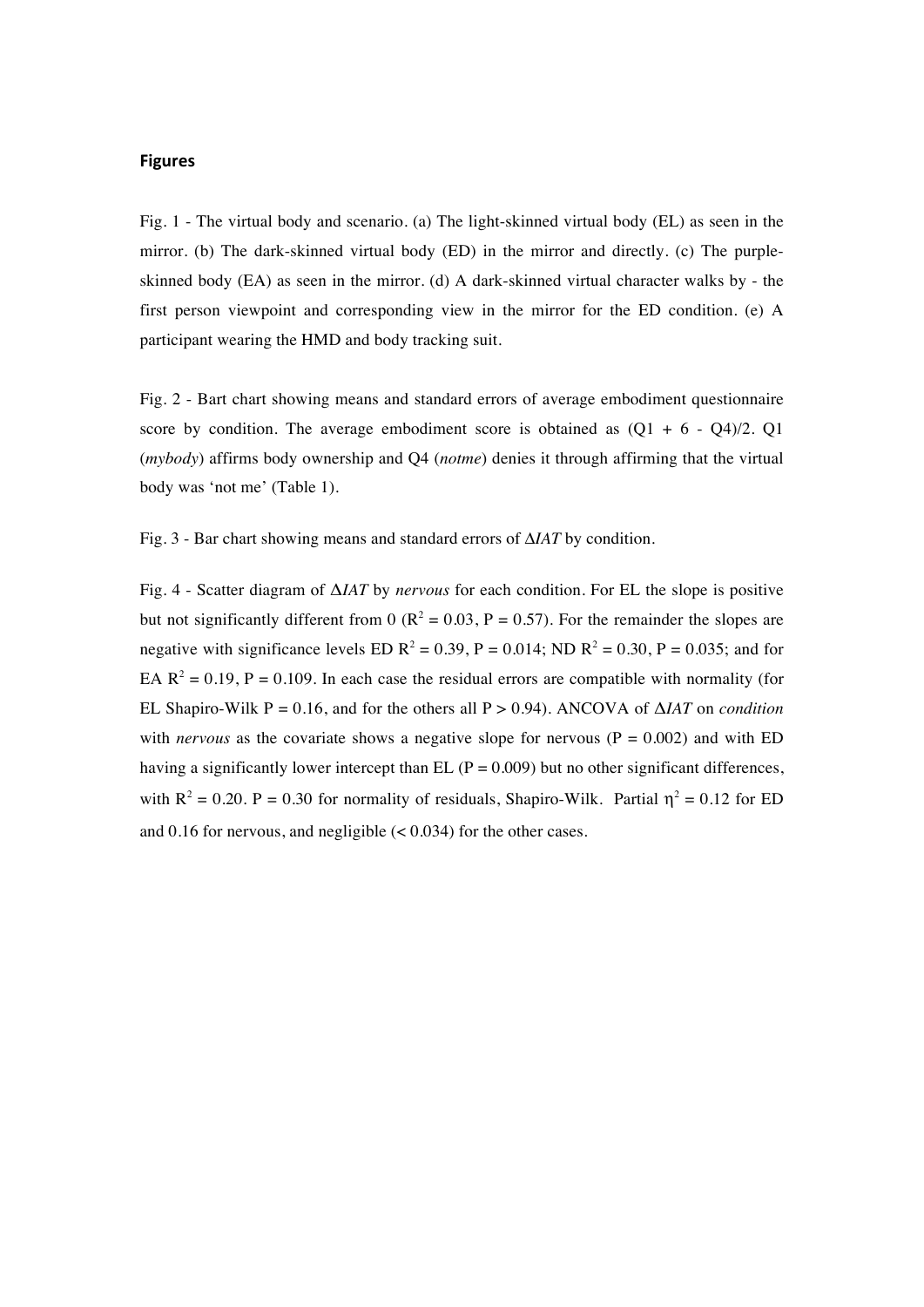## Figures

Fig. 1 - The virtual body and scenario. (a) The light-skinned virtual body (EL) as seen in the mirror. (b) The dark-skinned virtual body (ED) in the mirror and directly. (c) The purple-skinned body (EA) as seen in the mirror. (d) A dark-skinned virtual character walks by - the first person viewpoint and corresponding view in the mirror for the ED condition. (e) A participant wearing the HMD and body tracking suit.

Fig. 2 - Bart chart showing means and standard errors of average embodiment questionnaire score by condition. The average embodiment score is obtained as (Q1 + 6 - Q4)/2. Q1 (*mybody*) affirms body ownership and Q4 (*notme*) denies it through affirming that the virtual body was 'not me' (Table 1).

Fig. 3 - Bar chart showing means and standard errors of $\Delta IAT$ by condition.

Fig. 4 - Scatter diagram of $\Delta IAT$ by *nervous* for each condition. For EL the slope is positive but not significantly different from 0 ($R^2 = 0.03$, $P = 0.57$). For the remainder the slopes are negative with significance levels ED $R^2 = 0.39$, $P = 0.014$; ND $R^2 = 0.30$, $P = 0.035$; and for EA $R^2 = 0.19$, $P = 0.109$. In each case the residual errors are compatible with normality (for EL Shapiro-Wilk $P = 0.16$, and for the others all $P > 0.94$). ANCOVA of $\Delta IAT$ on *condition* with *nervous* as the covariate shows a negative slope for nervous ($P = 0.002$) and with ED having a significantly lower intercept than EL ($P = 0.009$) but no other significant differences, with $R^2 = 0.20$. $P = 0.30$ for normality of residuals, Shapiro-Wilk. Partial $\eta^2 = 0.12$ for ED and 0.16 for nervous, and negligible ($< 0.034$) for the other cases.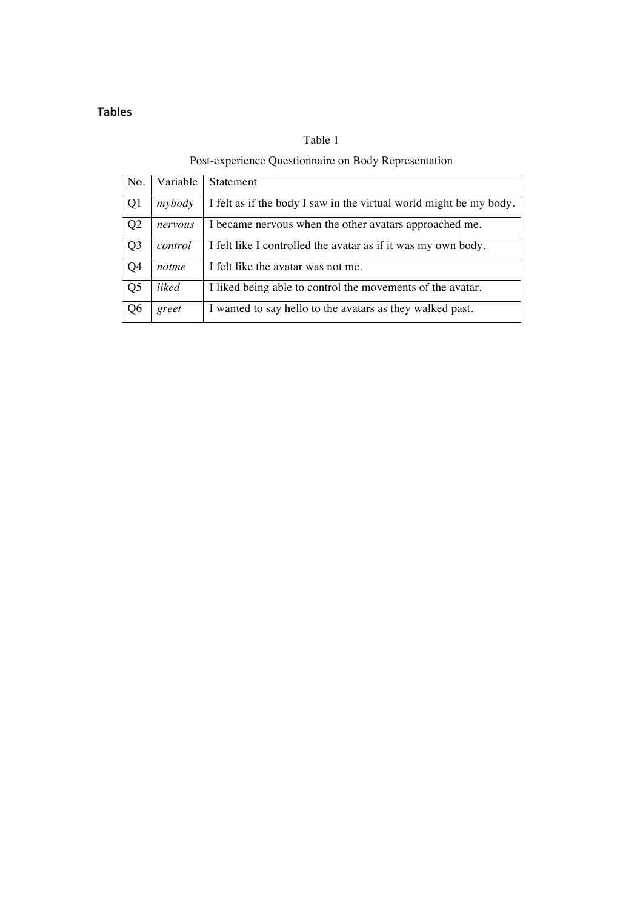## Tables

Table 1

Post-experience Questionnaire on Body Representation

| No. | Variable | Statement |
|---|---|---|
| Q1 | *mybody* | I felt as if the body I saw in the virtual world might be my body. |
| Q2 | *nervous* | I became nervous when the other avatars approached me. |
| Q3 | *control* | I felt like I controlled the avatar as if it was my own body. |
| Q4 | *notme* | I felt like the avatar was not me. |
| Q5 | *liked* | I liked being able to control the movements of the avatar. |
| Q6 | *greet* | I wanted to say hello to the avatars as they walked past. |